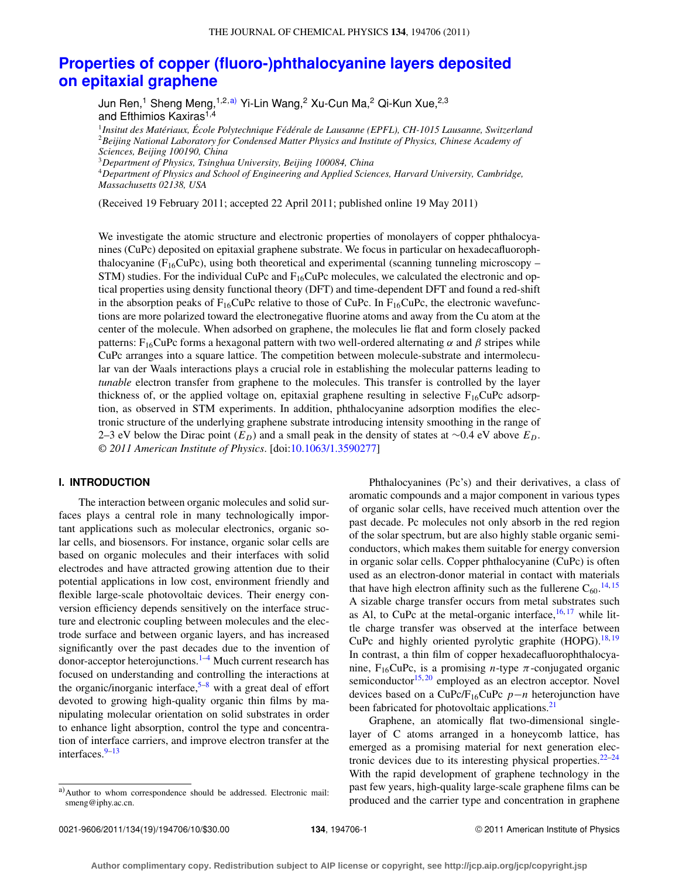# Properties of copper (fluoro-)phthalocyanine layers deposited on epitaxial graphene

Jun Ren,[1] Sheng Meng,[1,2,a)] Yi-Lin Wang,[2] Xu-Cun Ma,[2] Qi-Kun Xue,[2,3] and Efthimios Kaxiras[1,4]

[1]*Insitut des Matériaux, École Polytechnique Fédérale de Lausanne (EPFL), CH-1015 Lausanne, Switzerland*
[2]*Beijing National Laboratory for Condensed Matter Physics and Institute of Physics, Chinese Academy of Sciences, Beijing 100190, China*
[3]*Department of Physics, Tsinghua University, Beijing 100084, China*
[4]*Department of Physics and School of Engineering and Applied Sciences, Harvard University, Cambridge, Massachusetts 02138, USA*

(Received 19 February 2011; accepted 22 April 2011; published online 19 May 2011)

We investigate the atomic structure and electronic properties of monolayers of copper phthalocyanines (CuPc) deposited on epitaxial graphene substrate. We focus in particular on hexadecafluorophthalocyanine ($F_{16}$CuPc), using both theoretical and experimental (scanning tunneling microscopy – STM) studies. For the individual CuPc and $F_{16}$CuPc molecules, we calculated the electronic and optical properties using density functional theory (DFT) and time-dependent DFT and found a red-shift in the absorption peaks of $F_{16}$CuPc relative to those of CuPc. In $F_{16}$CuPc, the electronic wavefunctions are more polarized toward the electronegative fluorine atoms and away from the Cu atom at the center of the molecule. When adsorbed on graphene, the molecules lie flat and form closely packed patterns: $F_{16}$CuPc forms a hexagonal pattern with two well-ordered alternating $\alpha$ and $\beta$ stripes while CuPc arranges into a square lattice. The competition between molecule-substrate and intermolecular van der Waals interactions plays a crucial role in establishing the molecular patterns leading to *tunable* electron transfer from graphene to the molecules. This transfer is controlled by the layer thickness of, or the applied voltage on, epitaxial graphene resulting in selective $F_{16}$CuPc adsorption, as observed in STM experiments. In addition, phthalocyanine adsorption modifies the electronic structure of the underlying graphene substrate introducing intensity smoothing in the range of 2–3 eV below the Dirac point ($E_D$) and a small peak in the density of states at ~0.4 eV above $E_D$. © *2011 American Institute of Physics*. [doi:10.1063/1.3590277]

## I. INTRODUCTION

The interaction between organic molecules and solid surfaces plays a central role in many technologically important applications such as molecular electronics, organic solar cells, and biosensors. For instance, organic solar cells are based on organic molecules and their interfaces with solid electrodes and have attracted growing attention due to their potential applications in low cost, environment friendly and flexible large-scale photovoltaic devices. Their energy conversion efficiency depends sensitively on the interface structure and electronic coupling between molecules and the electrode surface and between organic layers, and has increased significantly over the past decades due to the invention of donor-acceptor heterojunctions.[1–4] Much current research has focused on understanding and controlling the interactions at the organic/inorganic interface,[5–8] with a great deal of effort devoted to growing high-quality organic thin films by manipulating molecular orientation on solid substrates in order to enhance light absorption, control the type and concentration of interface carriers, and improve electron transfer at the interfaces.[9–13]

Phthalocyanines (Pc's) and their derivatives, a class of aromatic compounds and a major component in various types of organic solar cells, have received much attention over the past decade. Pc molecules not only absorb in the red region of the solar spectrum, but are also highly stable organic semiconductors, which makes them suitable for energy conversion in organic solar cells. Copper phthalocyanine (CuPc) is often used as an electron-donor material in contact with materials that have high electron affinity such as the fullerene $C_{60}$.[14,15] A sizable charge transfer occurs from metal substrates such as Al, to CuPc at the metal-organic interface,[16,17] while little charge transfer was observed at the interface between CuPc and highly oriented pyrolytic graphite (HOPG).[18,19] In contrast, a thin film of copper hexadecafluorophthalocyanine, $F_{16}$CuPc, is a promising *n*-type $\pi$-conjugated organic semiconductor[15,20] employed as an electron acceptor. Novel devices based on a CuPc/$F_{16}$CuPc $p-n$ heterojunction have been fabricated for photovoltaic applications.[21]

Graphene, an atomically flat two-dimensional single-layer of C atoms arranged in a honeycomb lattice, has emerged as a promising material for next generation electronic devices due to its interesting physical properties.[22–24] With the rapid development of graphene technology in the past few years, high-quality large-scale graphene films can be produced and the carrier type and concentration in graphene

a)Author to whom correspondence should be addressed. Electronic mail: smeng@iphy.ac.cn.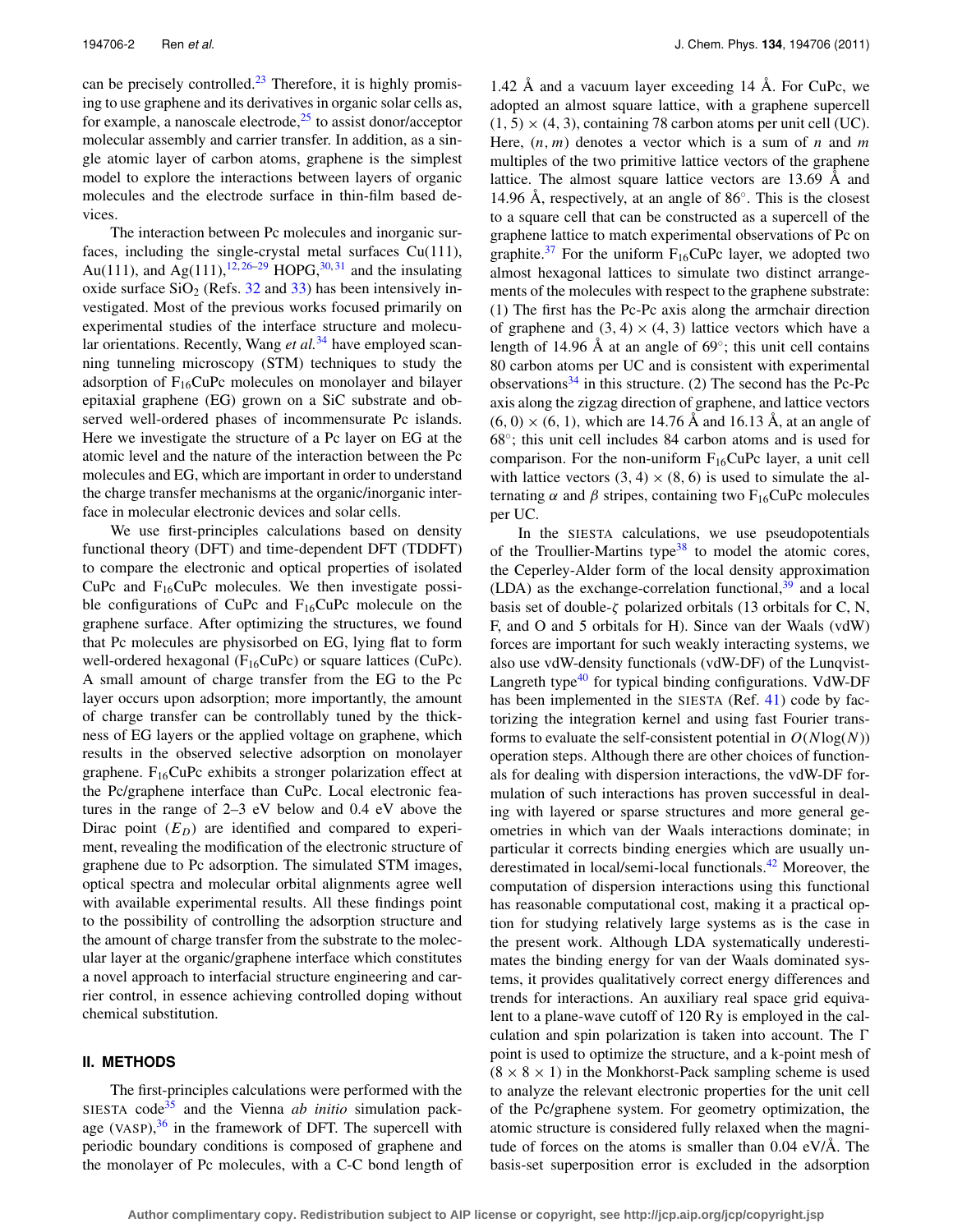can be precisely controlled.[23] Therefore, it is highly promising to use graphene and its derivatives in organic solar cells as, for example, a nanoscale electrode,[25] to assist donor/acceptor molecular assembly and carrier transfer. In addition, as a single atomic layer of carbon atoms, graphene is the simplest model to explore the interactions between layers of organic molecules and the electrode surface in thin-film based devices.

The interaction between Pc molecules and inorganic surfaces, including the single-crystal metal surfaces Cu(111), Au(111), and Ag(111),[12,26–29] HOPG,[30,31] and the insulating oxide surface $SiO_2$ (Refs. 32 and 33) has been intensively investigated. Most of the previous works focused primarily on experimental studies of the interface structure and molecular orientations. Recently, Wang *et al.*[34] have employed scanning tunneling microscopy (STM) techniques to study the adsorption of $F_{16}$CuPc molecules on monolayer and bilayer epitaxial graphene (EG) grown on a SiC substrate and observed well-ordered phases of incommensurate Pc islands. Here we investigate the structure of a Pc layer on EG at the atomic level and the nature of the interaction between the Pc molecules and EG, which are important in order to understand the charge transfer mechanisms at the organic/inorganic interface in molecular electronic devices and solar cells.

We use first-principles calculations based on density functional theory (DFT) and time-dependent DFT (TDDFT) to compare the electronic and optical properties of isolated CuPc and $F_{16}$CuPc molecules. We then investigate possible configurations of CuPc and $F_{16}$CuPc molecule on the graphene surface. After optimizing the structures, we found that Pc molecules are physisorbed on EG, lying flat to form well-ordered hexagonal ($F_{16}$CuPc) or square lattices (CuPc). A small amount of charge transfer from the EG to the Pc layer occurs upon adsorption; more importantly, the amount of charge transfer can be controllably tuned by the thickness of EG layers or the applied voltage on graphene, which results in the observed selective adsorption on monolayer graphene. $F_{16}$CuPc exhibits a stronger polarization effect at the Pc/graphene interface than CuPc. Local electronic features in the range of 2–3 eV below and 0.4 eV above the Dirac point ($E_D$) are identified and compared to experiment, revealing the modification of the electronic structure of graphene due to Pc adsorption. The simulated STM images, optical spectra and molecular orbital alignments agree well with available experimental results. All these findings point to the possibility of controlling the adsorption structure and the amount of charge transfer from the substrate to the molecular layer at the organic/graphene interface which constitutes a novel approach to interfacial structure engineering and carrier control, in essence achieving controlled doping without chemical substitution.

## II. METHODS

The first-principles calculations were performed with the SIESTA code[35] and the Vienna *ab initio* simulation package (VASP),[36] in the framework of DFT. The supercell with periodic boundary conditions is composed of graphene and the monolayer of Pc molecules, with a C-C bond length of 1.42 Å and a vacuum layer exceeding 14 Å. For CuPc, we adopted an almost square lattice, with a graphene supercell $(1, 5) \times (4, 3)$, containing 78 carbon atoms per unit cell (UC). Here, $(n, m)$ denotes a vector which is a sum of $n$ and $m$ multiples of the two primitive lattice vectors of the graphene lattice. The almost square lattice vectors are 13.69 Å and 14.96 Å, respectively, at an angle of 86°. This is the closest to a square cell that can be constructed as a supercell of the graphene lattice to match experimental observations of Pc on graphite.[37] For the uniform $F_{16}$CuPc layer, we adopted two almost hexagonal lattices to simulate two distinct arrangements of the molecules with respect to the graphene substrate: (1) The first has the Pc-Pc axis along the armchair direction of graphene and $(3, 4) \times (4, 3)$ lattice vectors which have a length of 14.96 Å at an angle of 69°; this unit cell contains 80 carbon atoms per UC and is consistent with experimental observations[34] in this structure. (2) The second has the Pc-Pc axis along the zigzag direction of graphene, and lattice vectors $(6, 0) \times (6, 1)$, which are 14.76 Å and 16.13 Å, at an angle of 68°; this unit cell includes 84 carbon atoms and is used for comparison. For the non-uniform $F_{16}$CuPc layer, a unit cell with lattice vectors $(3, 4) \times (8, 6)$ is used to simulate the alternating $\alpha$ and $\beta$ stripes, containing two $F_{16}$CuPc molecules per UC.

In the SIESTA calculations, we use pseudopotentials of the Troullier-Martins type[38] to model the atomic cores, the Ceperley-Alder form of the local density approximation (LDA) as the exchange-correlation functional,[39] and a local basis set of double-$\zeta$ polarized orbitals (13 orbitals for C, N, F, and O and 5 orbitals for H). Since van der Waals (vdW) forces are important for such weakly interacting systems, we also use vdW-density functionals (vdW-DF) of the Lunqvist-Langreth type[40] for typical binding configurations. VdW-DF has been implemented in the SIESTA (Ref. 41) code by factorizing the integration kernel and using fast Fourier transforms to evaluate the self-consistent potential in $O(N\log(N))$ operation steps. Although there are other choices of functionals for dealing with dispersion interactions, the vdW-DF formulation of such interactions has proven successful in dealing with layered or sparse structures and more general geometries in which van der Waals interactions dominate; in particular it corrects binding energies which are usually underestimated in local/semi-local functionals.[42] Moreover, the computation of dispersion interactions using this functional has reasonable computational cost, making it a practical option for studying relatively large systems as is the case in the present work. Although LDA systematically underestimates the binding energy for van der Waals dominated systems, it provides qualitatively correct energy differences and trends for interactions. An auxiliary real space grid equivalent to a plane-wave cutoff of 120 Ry is employed in the calculation and spin polarization is taken into account. The $\Gamma$ point is used to optimize the structure, and a k-point mesh of $(8 \times 8 \times 1)$ in the Monkhorst-Pack sampling scheme is used to analyze the relevant electronic properties for the unit cell of the Pc/graphene system. For geometry optimization, the atomic structure is considered fully relaxed when the magnitude of forces on the atoms is smaller than 0.04 eV/Å. The basis-set superposition error is excluded in the adsorption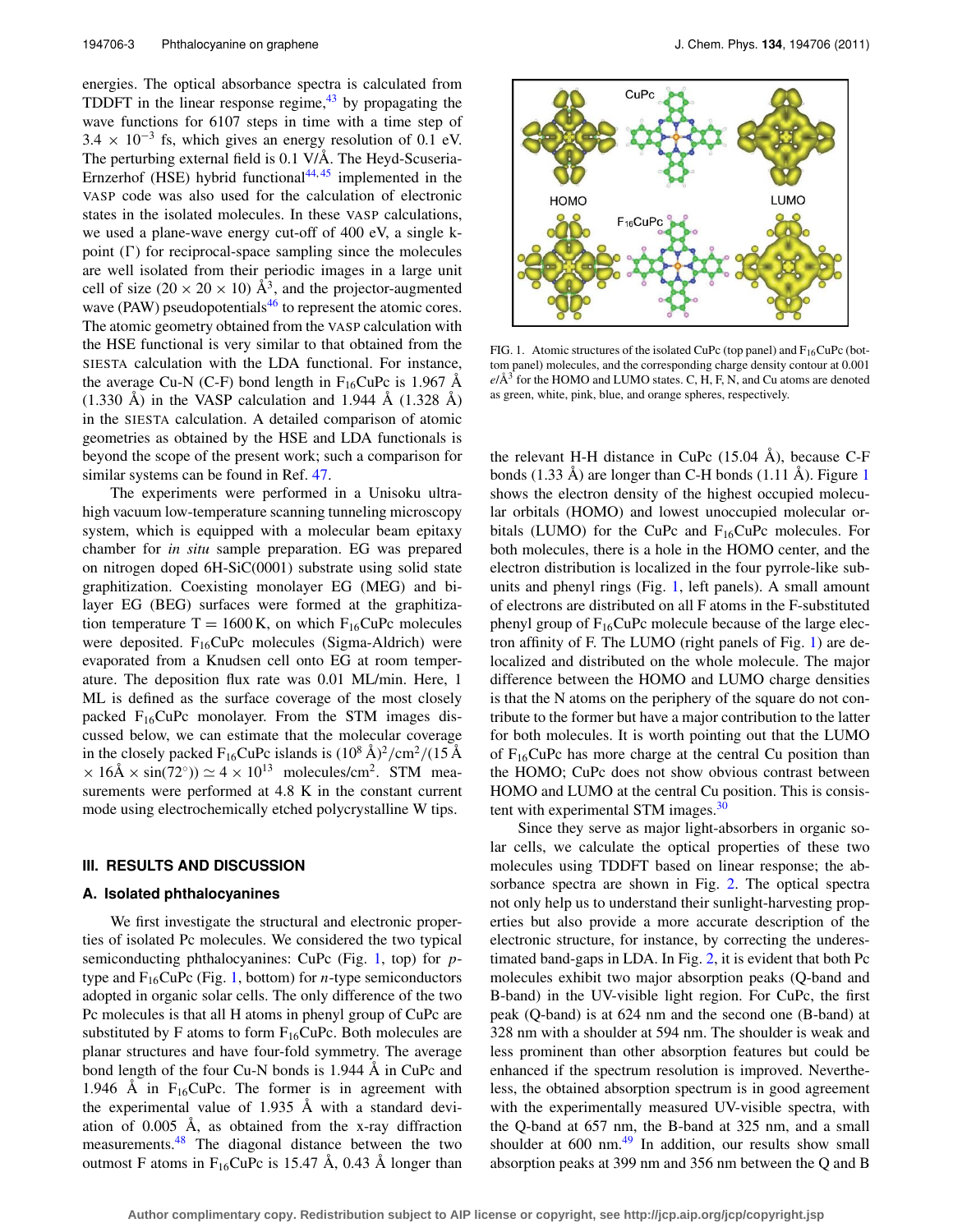energies. The optical absorbance spectra is calculated from TDDFT in the linear response regime,[43] by propagating the wave functions for 6107 steps in time with a time step of $3.4 \times 10^{-3}$ fs, which gives an energy resolution of 0.1 eV. The perturbing external field is 0.1 V/Å. The Heyd-Scuseria-Ernzerhof (HSE) hybrid functional[44,45] implemented in the VASP code was also used for the calculation of electronic states in the isolated molecules. In these VASP calculations, we used a plane-wave energy cut-off of 400 eV, a single k-point (Γ) for reciprocal-space sampling since the molecules are well isolated from their periodic images in a large unit cell of size $(20 \times 20 \times 10)$ Å$^3$, and the projector-augmented wave (PAW) pseudopotentials[46] to represent the atomic cores. The atomic geometry obtained from the VASP calculation with the HSE functional is very similar to that obtained from the SIESTA calculation with the LDA functional. For instance, the average Cu-N (C-F) bond length in $F_{16}$CuPc is 1.967 Å (1.330 Å) in the VASP calculation and 1.944 Å (1.328 Å) in the SIESTA calculation. A detailed comparison of atomic geometries as obtained by the HSE and LDA functionals is beyond the scope of the present work; such a comparison for similar systems can be found in Ref. 47.

The experiments were performed in a Unisoku ultra-high vacuum low-temperature scanning tunneling microscopy system, which is equipped with a molecular beam epitaxy chamber for *in situ* sample preparation. EG was prepared on nitrogen doped 6H-SiC(0001) substrate using solid state graphitization. Coexisting monolayer EG (MEG) and bilayer EG (BEG) surfaces were formed at the graphitization temperature T = 1600 K, on which $F_{16}$CuPc molecules were deposited. $F_{16}$CuPc molecules (Sigma-Aldrich) were evaporated from a Knudsen cell onto EG at room temperature. The deposition flux rate was 0.01 ML/min. Here, 1 ML is defined as the surface coverage of the most closely packed $F_{16}$CuPc monolayer. From the STM images discussed below, we can estimate that the molecular coverage in the closely packed $F_{16}$CuPc islands is $(10^8\ \text{Å})^2/\text{cm}^2/(15\ \text{Å} \times 16\text{Å} \times \sin(72^\circ)) \simeq 4 \times 10^{13}$ molecules/cm$^2$. STM measurements were performed at 4.8 K in the constant current mode using electrochemically etched polycrystalline W tips.

## III. RESULTS AND DISCUSSION

### A. Isolated phthalocyanines

We first investigate the structural and electronic properties of isolated Pc molecules. We considered the two typical semiconducting phthalocyanines: CuPc (Fig. 1, top) for *p*-type and $F_{16}$CuPc (Fig. 1, bottom) for *n*-type semiconductors adopted in organic solar cells. The only difference of the two Pc molecules is that all H atoms in phenyl group of CuPc are substituted by F atoms to form $F_{16}$CuPc. Both molecules are planar structures and have four-fold symmetry. The average bond length of the four Cu-N bonds is 1.944 Å in CuPc and 1.946 Å in $F_{16}$CuPc. The former is in agreement with the experimental value of 1.935 Å with a standard deviation of 0.005 Å, as obtained from the x-ray diffraction measurements.[48] The diagonal distance between the two outmost F atoms in $F_{16}$CuPc is 15.47 Å, 0.43 Å longer than

FIG. 1. Atomic structures of the isolated CuPc (top panel) and $F_{16}$CuPc (bottom panel) molecules, and the corresponding charge density contour at 0.001 $e$/Å$^3$ for the HOMO and LUMO states. C, H, F, N, and Cu atoms are denoted as green, white, pink, blue, and orange spheres, respectively.

the relevant H-H distance in CuPc (15.04 Å), because C-F bonds (1.33 Å) are longer than C-H bonds (1.11 Å). Figure 1 shows the electron density of the highest occupied molecular orbitals (HOMO) and lowest unoccupied molecular orbitals (LUMO) for the CuPc and $F_{16}$CuPc molecules. For both molecules, there is a hole in the HOMO center, and the electron distribution is localized in the four pyrrole-like subunits and phenyl rings (Fig. 1, left panels). A small amount of electrons are distributed on all F atoms in the F-substituted phenyl group of $F_{16}$CuPc molecule because of the large electron affinity of F. The LUMO (right panels of Fig. 1) are delocalized and distributed on the whole molecule. The major difference between the HOMO and LUMO charge densities is that the N atoms on the periphery of the square do not contribute to the former but have a major contribution to the latter for both molecules. It is worth pointing out that the LUMO of $F_{16}$CuPc has more charge at the central Cu position than the HOMO; CuPc does not show obvious contrast between HOMO and LUMO at the central Cu position. This is consistent with experimental STM images.[30]

Since they serve as major light-absorbers in organic solar cells, we calculate the optical properties of these two molecules using TDDFT based on linear response; the absorbance spectra are shown in Fig. 2. The optical spectra not only help us to understand their sunlight-harvesting properties but also provide a more accurate description of the electronic structure, for instance, by correcting the underestimated band-gaps in LDA. In Fig. 2, it is evident that both Pc molecules exhibit two major absorption peaks (Q-band and B-band) in the UV-visible light region. For CuPc, the first peak (Q-band) is at 624 nm and the second one (B-band) at 328 nm with a shoulder at 594 nm. The shoulder is weak and less prominent than other absorption features but could be enhanced if the spectrum resolution is improved. Nevertheless, the obtained absorption spectrum is in good agreement with the experimentally measured UV-visible spectra, with the Q-band at 657 nm, the B-band at 325 nm, and a small shoulder at 600 nm.[49] In addition, our results show small absorption peaks at 399 nm and 356 nm between the Q and B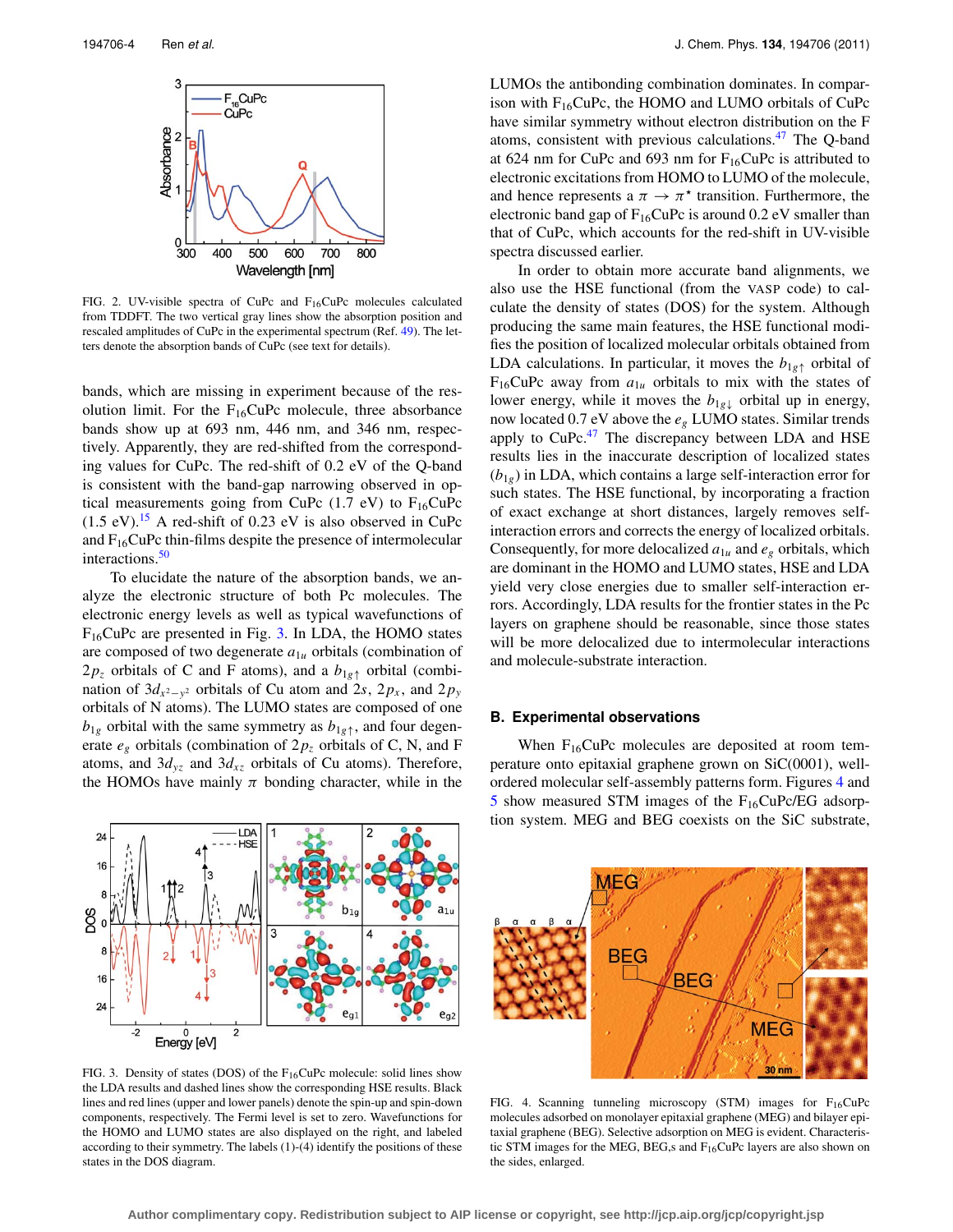FIG. 2. UV-visible spectra of CuPc and $F_{16}$CuPc molecules calculated from TDDFT. The two vertical gray lines show the absorption position and rescaled amplitudes of CuPc in the experimental spectrum (Ref. 49). The letters denote the absorption bands of CuPc (see text for details).

bands, which are missing in experiment because of the resolution limit. For the $F_{16}$CuPc molecule, three absorbance bands show up at 693 nm, 446 nm, and 346 nm, respectively. Apparently, they are red-shifted from the corresponding values for CuPc. The red-shift of 0.2 eV of the Q-band is consistent with the band-gap narrowing observed in optical measurements going from CuPc (1.7 eV) to $F_{16}$CuPc (1.5 eV).[15] A red-shift of 0.23 eV is also observed in CuPc and $F_{16}$CuPc thin-films despite the presence of intermolecular interactions.[50]

To elucidate the nature of the absorption bands, we analyze the electronic structure of both Pc molecules. The electronic energy levels as well as typical wavefunctions of $F_{16}$CuPc are presented in Fig. 3. In LDA, the HOMO states are composed of two degenerate $a_{1u}$ orbitals (combination of $2p_z$ orbitals of C and F atoms), and a $b_{1g\uparrow}$ orbital (combination of $3d_{x^2-y^2}$ orbitals of Cu atom and $2s$, $2p_x$, and $2p_y$ orbitals of N atoms). The LUMO states are composed of one $b_{1g}$ orbital with the same symmetry as $b_{1g\uparrow}$, and four degenerate $e_g$ orbitals (combination of $2p_z$ orbitals of C, N, and F atoms, and $3d_{yz}$ and $3d_{xz}$ orbitals of Cu atoms). Therefore, the HOMOs have mainly $\pi$ bonding character, while in the LUMOs the antibonding combination dominates. In comparison with $F_{16}$CuPc, the HOMO and LUMO orbitals of CuPc have similar symmetry without electron distribution on the F atoms, consistent with previous calculations.[47] The Q-band at 624 nm for CuPc and 693 nm for $F_{16}$CuPc is attributed to electronic excitations from HOMO to LUMO of the molecule, and hence represents a $\pi \rightarrow \pi^\star$ transition. Furthermore, the electronic band gap of $F_{16}$CuPc is around 0.2 eV smaller than that of CuPc, which accounts for the red-shift in UV-visible spectra discussed earlier.

In order to obtain more accurate band alignments, we also use the HSE functional (from the VASP code) to calculate the density of states (DOS) for the system. Although producing the same main features, the HSE functional modifies the position of localized molecular orbitals obtained from LDA calculations. In particular, it moves the $b_{1g\uparrow}$ orbital of $F_{16}$CuPc away from $a_{1u}$ orbitals to mix with the states of lower energy, while it moves the $b_{1g\downarrow}$ orbital up in energy, now located 0.7 eV above the $e_g$ LUMO states. Similar trends apply to CuPc.[47] The discrepancy between LDA and HSE results lies in the inaccurate description of localized states ($b_{1g}$) in LDA, which contains a large self-interaction error for such states. The HSE functional, by incorporating a fraction of exact exchange at short distances, largely removes self-interaction errors and corrects the energy of localized orbitals. Consequently, for more delocalized $a_{1u}$ and $e_g$ orbitals, which are dominant in the HOMO and LUMO states, HSE and LDA yield very close energies due to smaller self-interaction errors. Accordingly, LDA results for the frontier states in the Pc layers on graphene should be reasonable, since those states will be more delocalized due to intermolecular interactions and molecule-substrate interaction.

FIG. 3. Density of states (DOS) of the $F_{16}$CuPc molecule: solid lines show the LDA results and dashed lines show the corresponding HSE results. Black lines and red lines (upper and lower panels) denote the spin-up and spin-down components, respectively. The Fermi level is set to zero. Wavefunctions for the HOMO and LUMO states are also displayed on the right, and labeled according to their symmetry. The labels (1)-(4) identify the positions of these states in the DOS diagram.

## B. Experimental observations

When $F_{16}$CuPc molecules are deposited at room temperature onto epitaxial graphene grown on SiC(0001), well-ordered molecular self-assembly patterns form. Figures 4 and 5 show measured STM images of the $F_{16}$CuPc/EG adsorption system. MEG and BEG coexists on the SiC substrate,

FIG. 4. Scanning tunneling microscopy (STM) images for $F_{16}$CuPc molecules adsorbed on monolayer epitaxial graphene (MEG) and bilayer epitaxial graphene (BEG). Selective adsorption on MEG is evident. Characteristic STM images for the MEG, BEG,s and $F_{16}$CuPc layers are also shown on the sides, enlarged.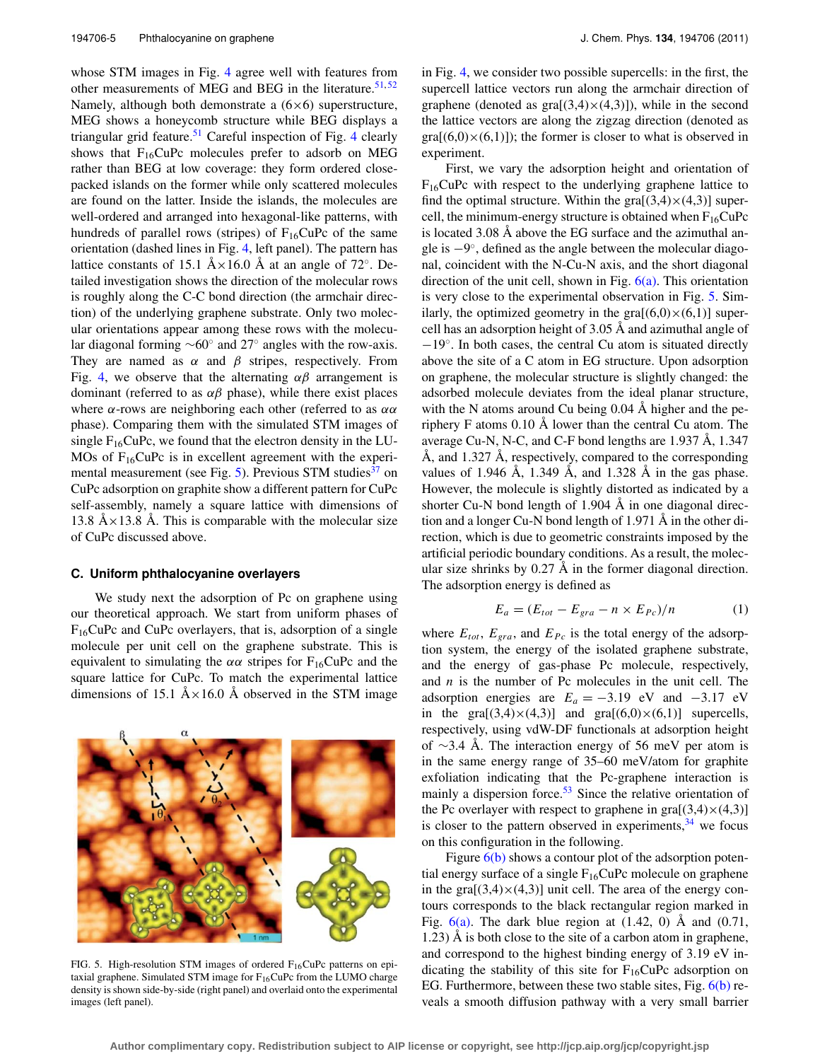whose STM images in Fig. 4 agree well with features from other measurements of MEG and BEG in the literature.[51,52] Namely, although both demonstrate a (6×6) superstructure, MEG shows a honeycomb structure while BEG displays a triangular grid feature.[51] Careful inspection of Fig. 4 clearly shows that $F_{16}$CuPc molecules prefer to adsorb on MEG rather than BEG at low coverage: they form ordered close-packed islands on the former while only scattered molecules are found on the latter. Inside the islands, the molecules are well-ordered and arranged into hexagonal-like patterns, with hundreds of parallel rows (stripes) of $F_{16}$CuPc of the same orientation (dashed lines in Fig. 4, left panel). The pattern has lattice constants of 15.1 Å×16.0 Å at an angle of 72°. Detailed investigation shows the direction of the molecular rows is roughly along the C-C bond direction (the armchair direction) of the underlying graphene substrate. Only two molecular orientations appear among these rows with the molecular diagonal forming ~60° and 27° angles with the row-axis. They are named as $\alpha$ and $\beta$ stripes, respectively. From Fig. 4, we observe that the alternating $\alpha\beta$ arrangement is dominant (referred to as $\alpha\beta$ phase), while there exist places where $\alpha$-rows are neighboring each other (referred to as $\alpha\alpha$ phase). Comparing them with the simulated STM images of single $F_{16}$CuPc, we found that the electron density in the LUMOs of $F_{16}$CuPc is in excellent agreement with the experimental measurement (see Fig. 5). Previous STM studies[37] on CuPc adsorption on graphite show a different pattern for CuPc self-assembly, namely a square lattice with dimensions of 13.8 Å×13.8 Å. This is comparable with the molecular size of CuPc discussed above.

FIG. 5. High-resolution STM images of ordered $F_{16}$CuPc patterns on epitaxial graphene. Simulated STM image for $F_{16}$CuPc from the LUMO charge density is shown side-by-side (right panel) and overlaid onto the experimental images (left panel).

### C. Uniform phthalocyanine overlayers

We study next the adsorption of Pc on graphene using our theoretical approach. We start from uniform phases of $F_{16}$CuPc and CuPc overlayers, that is, adsorption of a single molecule per unit cell on the graphene substrate. This is equivalent to simulating the $\alpha\alpha$ stripes for $F_{16}$CuPc and the square lattice for CuPc. To match the experimental lattice dimensions of 15.1 Å×16.0 Å observed in the STM image in Fig. 4, we consider two possible supercells: in the first, the supercell lattice vectors run along the armchair direction of graphene (denoted as gra[(3,4)×(4,3)]), while in the second the lattice vectors are along the zigzag direction (denoted as gra[(6,0)×(6,1)]); the former is closer to what is observed in experiment.

First, we vary the adsorption height and orientation of $F_{16}$CuPc with respect to the underlying graphene lattice to find the optimal structure. Within the gra[(3,4)×(4,3)] supercell, the minimum-energy structure is obtained when $F_{16}$CuPc is located 3.08 Å above the EG surface and the azimuthal angle is −9°, defined as the angle between the molecular diagonal, coincident with the N-Cu-N axis, and the short diagonal direction of the unit cell, shown in Fig. 6(a). This orientation is very close to the experimental observation in Fig. 5. Similarly, the optimized geometry in the gra[(6,0)×(6,1)] supercell has an adsorption height of 3.05 Å and azimuthal angle of −19°. In both cases, the central Cu atom is situated directly above the site of a C atom in EG structure. Upon adsorption on graphene, the molecular structure is slightly changed: the adsorbed molecule deviates from the ideal planar structure, with the N atoms around Cu being 0.04 Å higher and the periphery F atoms 0.10 Å lower than the central Cu atom. The average Cu-N, N-C, and C-F bond lengths are 1.937 Å, 1.347 Å, and 1.327 Å, respectively, compared to the corresponding values of 1.946 Å, 1.349 Å, and 1.328 Å in the gas phase. However, the molecule is slightly distorted as indicated by a shorter Cu-N bond length of 1.904 Å in one diagonal direction and a longer Cu-N bond length of 1.971 Å in the other direction, which is due to geometric constraints imposed by the artificial periodic boundary conditions. As a result, the molecular size shrinks by 0.27 Å in the former diagonal direction. The adsorption energy is defined as

$$E_a = (E_{tot} - E_{gra} - n \times E_{Pc})/n \tag{1}$$

where $E_{tot}$, $E_{gra}$, and $E_{Pc}$ is the total energy of the adsorption system, the energy of the isolated graphene substrate, and the energy of gas-phase Pc molecule, respectively, and $n$ is the number of Pc molecules in the unit cell. The adsorption energies are $E_a = -3.19$ eV and $-3.17$ eV in the gra[(3,4)×(4,3)] and gra[(6,0)×(6,1)] supercells, respectively, using vdW-DF functionals at adsorption height of ~3.4 Å. The interaction energy of 56 meV per atom is in the same energy range of 35–60 meV/atom for graphite exfoliation indicating that the Pc-graphene interaction is mainly a dispersion force.[53] Since the relative orientation of the Pc overlayer with respect to graphene in gra[(3,4)×(4,3)] is closer to the pattern observed in experiments,[34] we focus on this configuration in the following.

Figure 6(b) shows a contour plot of the adsorption potential energy surface of a single $F_{16}$CuPc molecule on graphene in the gra[(3,4)×(4,3)] unit cell. The area of the energy contours corresponds to the black rectangular region marked in Fig. 6(a). The dark blue region at (1.42, 0) Å and (0.71, 1.23) Å is both close to the site of a carbon atom in graphene, and correspond to the highest binding energy of 3.19 eV indicating the stability of this site for $F_{16}$CuPc adsorption on EG. Furthermore, between these two stable sites, Fig. 6(b) reveals a smooth diffusion pathway with a very small barrier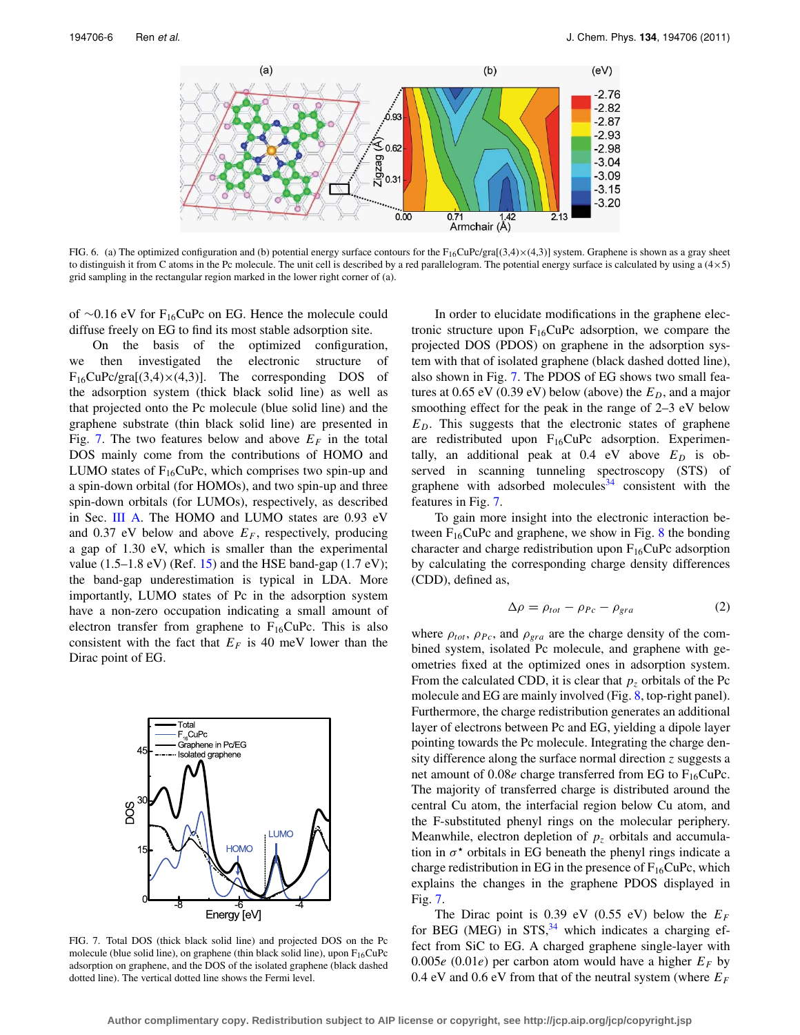FIG. 6. (a) The optimized configuration and (b) potential energy surface contours for the $F_{16}$CuPc/gra[(3,4)×(4,3)] system. Graphene is shown as a gray sheet to distinguish it from C atoms in the Pc molecule. The unit cell is described by a red parallelogram. The potential energy surface is calculated by using a (4×5) grid sampling in the rectangular region marked in the lower right corner of (a).

of ~0.16 eV for $F_{16}$CuPc on EG. Hence the molecule could diffuse freely on EG to find its most stable adsorption site.

On the basis of the optimized configuration, we then investigated the electronic structure of $F_{16}$CuPc/gra[(3,4)×(4,3)]. The corresponding DOS of the adsorption system (thick black solid line) as well as that projected onto the Pc molecule (blue solid line) and the graphene substrate (thin black solid line) are presented in Fig. 7. The two features below and above $E_F$ in the total DOS mainly come from the contributions of HOMO and LUMO states of $F_{16}$CuPc, which comprises two spin-up and a spin-down orbital (for HOMOs), and two spin-up and three spin-down orbitals (for LUMOs), respectively, as described in Sec. III A. The HOMO and LUMO states are 0.93 eV and 0.37 eV below and above $E_F$, respectively, producing a gap of 1.30 eV, which is smaller than the experimental value (1.5–1.8 eV) (Ref. 15) and the HSE band-gap (1.7 eV); the band-gap underestimation is typical in LDA. More importantly, LUMO states of Pc in the adsorption system have a non-zero occupation indicating a small amount of electron transfer from graphene to $F_{16}$CuPc. This is also consistent with the fact that $E_F$ is 40 meV lower than the Dirac point of EG.

FIG. 7. Total DOS (thick black solid line) and projected DOS on the Pc molecule (blue solid line), on graphene (thin black solid line), upon $F_{16}$CuPc adsorption on graphene, and the DOS of the isolated graphene (black dashed dotted line). The vertical dotted line shows the Fermi level.

In order to elucidate modifications in the graphene electronic structure upon $F_{16}$CuPc adsorption, we compare the projected DOS (PDOS) on graphene in the adsorption system with that of isolated graphene (black dashed dotted line), also shown in Fig. 7. The PDOS of EG shows two small features at 0.65 eV (0.39 eV) below (above) the $E_D$, and a major smoothing effect for the peak in the range of 2–3 eV below $E_D$. This suggests that the electronic states of graphene are redistributed upon $F_{16}$CuPc adsorption. Experimentally, an additional peak at 0.4 eV above $E_D$ is observed in scanning tunneling spectroscopy (STS) of graphene with adsorbed molecules[34] consistent with the features in Fig. 7.

To gain more insight into the electronic interaction between $F_{16}$CuPc and graphene, we show in Fig. 8 the bonding character and charge redistribution upon $F_{16}$CuPc adsorption by calculating the corresponding charge density differences (CDD), defined as,

$$\Delta\rho = \rho_{tot} - \rho_{Pc} - \rho_{gra} \tag{2}$$

where $\rho_{tot}$, $\rho_{Pc}$, and $\rho_{gra}$ are the charge density of the combined system, isolated Pc molecule, and graphene with geometries fixed at the optimized ones in adsorption system. From the calculated CDD, it is clear that $p_z$ orbitals of the Pc molecule and EG are mainly involved (Fig. 8, top-right panel). Furthermore, the charge redistribution generates an additional layer of electrons between Pc and EG, yielding a dipole layer pointing towards the Pc molecule. Integrating the charge density difference along the surface normal direction $z$ suggests a net amount of $0.08e$ charge transferred from EG to $F_{16}$CuPc. The majority of transferred charge is distributed around the central Cu atom, the interfacial region below Cu atom, and the F-substituted phenyl rings on the molecular periphery. Meanwhile, electron depletion of $p_z$ orbitals and accumulation in $\sigma^\star$ orbitals in EG beneath the phenyl rings indicate a charge redistribution in EG in the presence of $F_{16}$CuPc, which explains the changes in the graphene PDOS displayed in Fig. 7.

The Dirac point is 0.39 eV (0.55 eV) below the $E_F$ for BEG (MEG) in STS,[34] which indicates a charging effect from SiC to EG. A charged graphene single-layer with $0.005e$ ($0.01e$) per carbon atom would have a higher $E_F$ by 0.4 eV and 0.6 eV from that of the neutral system (where $E_F$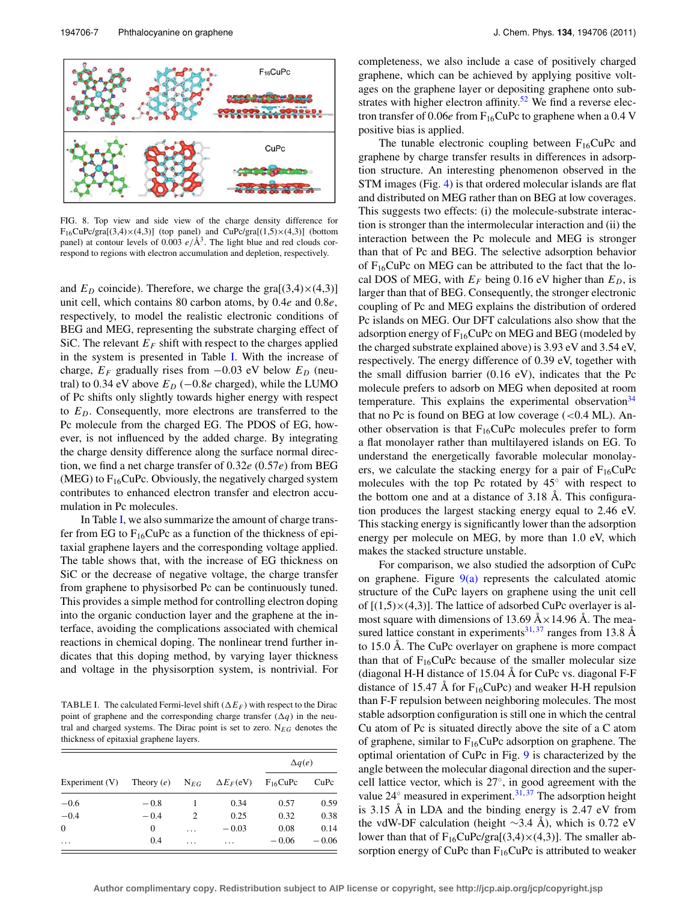FIG. 8. Top view and side view of the charge density difference for $F_{16}CuPc$/gra[(3,4)×(4,3)] (top panel) and CuPc/gra[(1,5)×(4,3)] (bottom panel) at contour levels of 0.003 $e/Å^3$. The light blue and red clouds correspond to regions with electron accumulation and depletion, respectively.

and $E_D$ coincide). Therefore, we charge the gra[(3,4)×(4,3)] unit cell, which contains 80 carbon atoms, by 0.4$e$ and 0.8$e$, respectively, to model the realistic electronic conditions of BEG and MEG, representing the substrate charging effect of SiC. The relevant $E_F$ shift with respect to the charges applied in the system is presented in Table I. With the increase of charge, $E_F$ gradually rises from −0.03 eV below $E_D$ (neutral) to 0.34 eV above $E_D$ (−0.8$e$ charged), while the LUMO of Pc shifts only slightly towards higher energy with respect to $E_D$. Consequently, more electrons are transferred to the Pc molecule from the charged EG. The PDOS of EG, however, is not influenced by the added charge. By integrating the charge density difference along the surface normal direction, we find a net charge transfer of 0.32$e$ (0.57$e$) from BEG (MEG) to $F_{16}CuPc$. Obviously, the negatively charged system contributes to enhanced electron transfer and electron accumulation in Pc molecules.

In Table I, we also summarize the amount of charge transfer from EG to $F_{16}CuPc$ as a function of the thickness of epitaxial graphene layers and the corresponding voltage applied. The table shows that, with the increase of EG thickness on SiC or the decrease of negative voltage, the charge transfer from graphene to physisorbed Pc can be continuously tuned. This provides a simple method for controlling electron doping into the organic conduction layer and the graphene at the interface, avoiding the complications associated with chemical reactions in chemical doping. The nonlinear trend further indicates that this doping method, by varying layer thickness and voltage in the physisorption system, is nontrivial. For completeness, we also include a case of positively charged graphene, which can be achieved by applying positive voltages on the graphene layer or depositing graphene onto substrates with higher electron affinity.[52] We find a reverse electron transfer of 0.06$e$ from $F_{16}CuPc$ to graphene when a 0.4 V positive bias is applied.

TABLE I. The calculated Fermi-level shift ($\Delta E_F$) with respect to the Dirac point of graphene and the corresponding charge transfer ($\Delta q$) in the neutral and charged systems. The Dirac point is set to zero. $N_{EG}$ denotes the thickness of epitaxial graphene layers.

| | | | | $\Delta q(e)$ | |
|---|---|---|---|---|---|
| Experiment (V) | Theory ($e$) | $N_{EG}$ | $\Delta E_F$(eV) | $F_{16}CuPc$ | CuPc |
| −0.6 | − 0.8 | 1 | 0.34 | 0.57 | 0.59 |
| −0.4 | − 0.4 | 2 | 0.25 | 0.32 | 0.38 |
| 0 | 0 | ... | − 0.03 | 0.08 | 0.14 |
| ... | 0.4 | ... | ... | − 0.06 | − 0.06 |

The tunable electronic coupling between $F_{16}CuPc$ and graphene by charge transfer results in differences in adsorption structure. An interesting phenomenon observed in the STM images (Fig. 4) is that ordered molecular islands are flat and distributed on MEG rather than on BEG at low coverages. This suggests two effects: (i) the molecule-substrate interaction is stronger than the intermolecular interaction and (ii) the interaction between the Pc molecule and MEG is stronger than that of Pc and BEG. The selective adsorption behavior of $F_{16}CuPc$ on MEG can be attributed to the fact that the local DOS of MEG, with $E_F$ being 0.16 eV higher than $E_D$, is larger than that of BEG. Consequently, the stronger electronic coupling of Pc and MEG explains the distribution of ordered Pc islands on MEG. Our DFT calculations also show that the adsorption energy of $F_{16}CuPc$ on MEG and BEG (modeled by the charged substrate explained above) is 3.93 eV and 3.54 eV, respectively. The energy difference of 0.39 eV, together with the small diffusion barrier (0.16 eV), indicates that the Pc molecule prefers to adsorb on MEG when deposited at room temperature. This explains the experimental observation[34] that no Pc is found on BEG at low coverage (<0.4 ML). Another observation is that $F_{16}CuPc$ molecules prefer to form a flat monolayer rather than multilayered islands on EG. To understand the energetically favorable molecular monolayers, we calculate the stacking energy for a pair of $F_{16}CuPc$ molecules with the top Pc rotated by 45° with respect to the bottom one and at a distance of 3.18 Å. This configuration produces the largest stacking energy equal to 2.46 eV. This stacking energy is significantly lower than the adsorption energy per molecule on MEG, by more than 1.0 eV, which makes the stacked structure unstable.

For comparison, we also studied the adsorption of CuPc on graphene. Figure 9(a) represents the calculated atomic structure of the CuPc layers on graphene using the unit cell of [(1,5)×(4,3)]. The lattice of adsorbed CuPc overlayer is almost square with dimensions of 13.69 Å×14.96 Å. The measured lattice constant in experiments[31,37] ranges from 13.8 Å to 15.0 Å. The CuPc overlayer on graphene is more compact than that of $F_{16}CuPc$ because of the smaller molecular size (diagonal H-H distance of 15.04 Å for CuPc vs. diagonal F-F distance of 15.47 Å for $F_{16}CuPc$) and weaker H-H repulsion than F-F repulsion between neighboring molecules. The most stable adsorption configuration is still one in which the central Cu atom of Pc is situated directly above the site of a C atom of graphene, similar to $F_{16}CuPc$ adsorption on graphene. The optimal orientation of CuPc in Fig. 9 is characterized by the angle between the molecular diagonal direction and the supercell lattice vector, which is 27°, in good agreement with the value 24° measured in experiment.[31,37] The adsorption height is 3.15 Å in LDA and the binding energy is 2.47 eV from the vdW-DF calculation (height ∼3.4 Å), which is 0.72 eV lower than that of $F_{16}CuPc$/gra[(3,4)×(4,3)]. The smaller absorption energy of CuPc than $F_{16}CuPc$ is attributed to weaker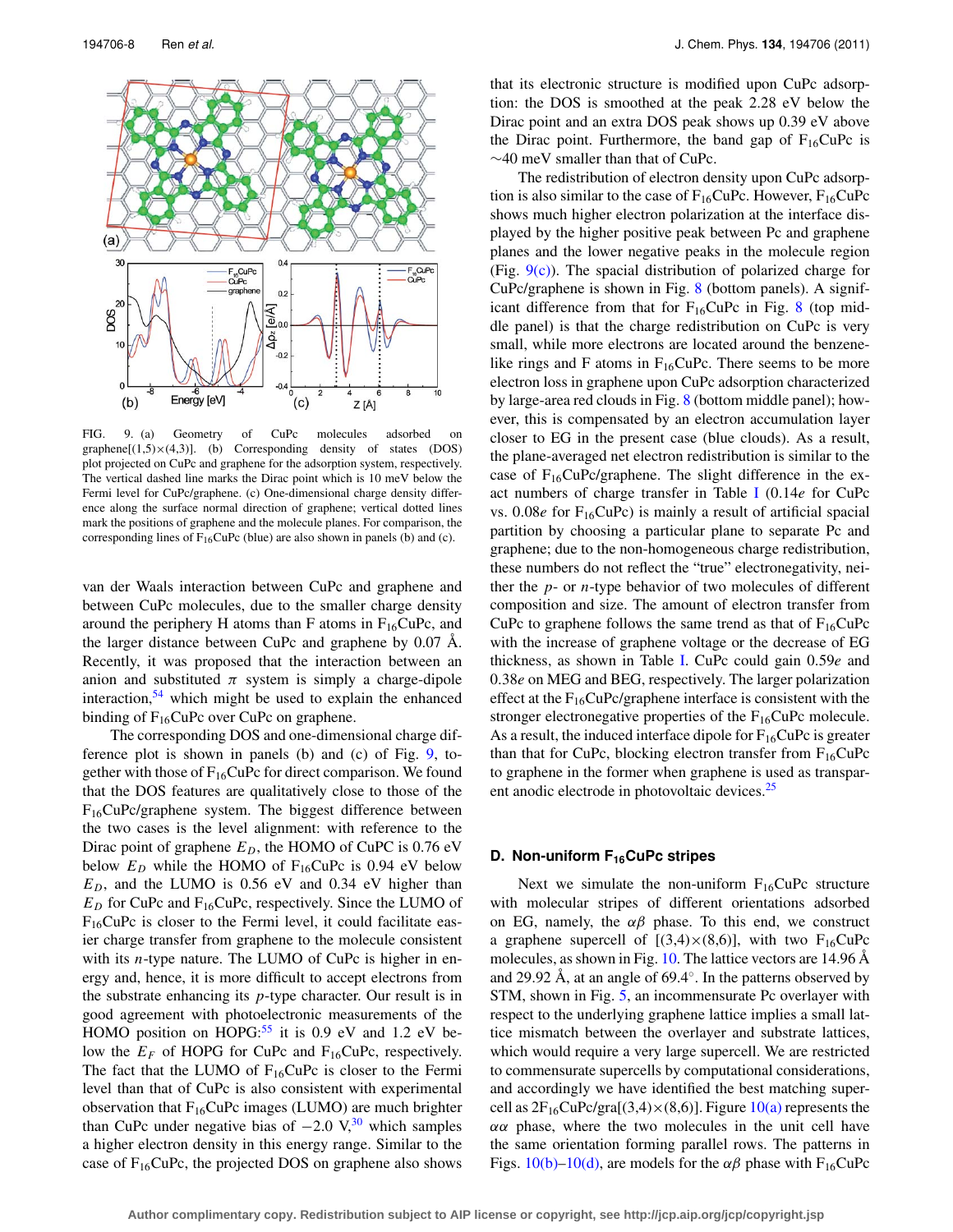FIG. 9. (a) Geometry of CuPc molecules adsorbed on graphene[(1,5)×(4,3)]. (b) Corresponding density of states (DOS) plot projected on CuPc and graphene for the adsorption system, respectively. The vertical dashed line marks the Dirac point which is 10 meV below the Fermi level for CuPc/graphene. (c) One-dimensional charge density difference along the surface normal direction of graphene; vertical dotted lines mark the positions of graphene and the molecule planes. For comparison, the corresponding lines of $F_{16}$CuPc (blue) are also shown in panels (b) and (c).

van der Waals interaction between CuPc and graphene and between CuPc molecules, due to the smaller charge density around the periphery H atoms than F atoms in $F_{16}$CuPc, and the larger distance between CuPc and graphene by 0.07 Å. Recently, it was proposed that the interaction between an anion and substituted $\pi$ system is simply a charge-dipole interaction,[54] which might be used to explain the enhanced binding of $F_{16}$CuPc over CuPc on graphene.

The corresponding DOS and one-dimensional charge difference plot is shown in panels (b) and (c) of Fig. 9, together with those of $F_{16}$CuPc for direct comparison. We found that the DOS features are qualitatively close to those of the $F_{16}$CuPc/graphene system. The biggest difference between the two cases is the level alignment: with reference to the Dirac point of graphene $E_D$, the HOMO of CuPC is 0.76 eV below $E_D$ while the HOMO of $F_{16}$CuPc is 0.94 eV below $E_D$, and the LUMO is 0.56 eV and 0.34 eV higher than $E_D$ for CuPc and $F_{16}$CuPc, respectively. Since the LUMO of $F_{16}$CuPc is closer to the Fermi level, it could facilitate easier charge transfer from graphene to the molecule consistent with its $n$-type nature. The LUMO of CuPc is higher in energy and, hence, it is more difficult to accept electrons from the substrate enhancing its $p$-type character. Our result is in good agreement with photoelectronic measurements of the HOMO position on HOPG:[55] it is 0.9 eV and 1.2 eV below the $E_F$ of HOPG for CuPc and $F_{16}$CuPc, respectively. The fact that the LUMO of $F_{16}$CuPc is closer to the Fermi level than that of CuPc is also consistent with experimental observation that $F_{16}$CuPc images (LUMO) are much brighter than CuPc under negative bias of −2.0 V,[30] which samples a higher electron density in this energy range. Similar to the case of $F_{16}$CuPc, the projected DOS on graphene also shows that its electronic structure is modified upon CuPc adsorption: the DOS is smoothed at the peak 2.28 eV below the Dirac point and an extra DOS peak shows up 0.39 eV above the Dirac point. Furthermore, the band gap of $F_{16}$CuPc is ~40 meV smaller than that of CuPc.

The redistribution of electron density upon CuPc adsorption is also similar to the case of $F_{16}$CuPc. However, $F_{16}$CuPc shows much higher electron polarization at the interface displayed by the higher positive peak between Pc and graphene planes and the lower negative peaks in the molecule region (Fig. 9(c)). The spatial distribution of polarized charge for CuPc/graphene is shown in Fig. 8 (bottom panels). A significant difference from that for $F_{16}$CuPc in Fig. 8 (top middle panel) is that the charge redistribution on CuPc is very small, while more electrons are located around the benzene-like rings and F atoms in $F_{16}$CuPc. There seems to be more electron loss in graphene upon CuPc adsorption characterized by large-area red clouds in Fig. 8 (bottom middle panel); however, this is compensated by an electron accumulation layer closer to EG in the present case (blue clouds). As a result, the plane-averaged net electron redistribution is similar to the case of $F_{16}$CuPc/graphene. The slight difference in the exact numbers of charge transfer in Table I (0.14$e$ for CuPc vs. 0.08$e$ for $F_{16}$CuPc) is mainly a result of artificial spatial partition by choosing a particular plane to separate Pc and graphene; due to the non-homogeneous charge redistribution, these numbers do not reflect the "true" electronegativity, neither the $p$- or $n$-type behavior of two molecules of different composition and size. The amount of electron transfer from CuPc to graphene follows the same trend as that of $F_{16}$CuPc with the increase of graphene voltage or the decrease of EG thickness, as shown in Table I. CuPc could gain 0.59$e$ and 0.38$e$ on MEG and BEG, respectively. The larger polarization effect at the $F_{16}$CuPc/graphene interface is consistent with the stronger electronegative properties of the $F_{16}$CuPc molecule. As a result, the induced interface dipole for $F_{16}$CuPc is greater than that for CuPc, blocking electron transfer from $F_{16}$CuPc to graphene in the former when graphene is used as transparent anodic electrode in photovoltaic devices.[25]

### D. Non-uniform $F_{16}$CuPc stripes

Next we simulate the non-uniform $F_{16}$CuPc structure with molecular stripes of different orientations adsorbed on EG, namely, the $\alpha\beta$ phase. To this end, we construct a graphene supercell of [(3,4)×(8,6)], with two $F_{16}$CuPc molecules, as shown in Fig. 10. The lattice vectors are 14.96 Å and 29.92 Å, at an angle of 69.4°. In the patterns observed by STM, shown in Fig. 5, an incommensurate Pc overlayer with respect to the underlying graphene lattice implies a small lattice mismatch between the overlayer and substrate lattices, which would require a very large supercell. We are restricted to commensurate supercells by computational considerations, and accordingly we have identified the best matching supercell as 2$F_{16}$CuPc/gra[(3,4)×(8,6)]. Figure 10(a) represents the $\alpha\alpha$ phase, where the two molecules in the unit cell have the same orientation forming parallel rows. The patterns in Figs. 10(b)–10(d), are models for the $\alpha\beta$ phase with $F_{16}$CuPc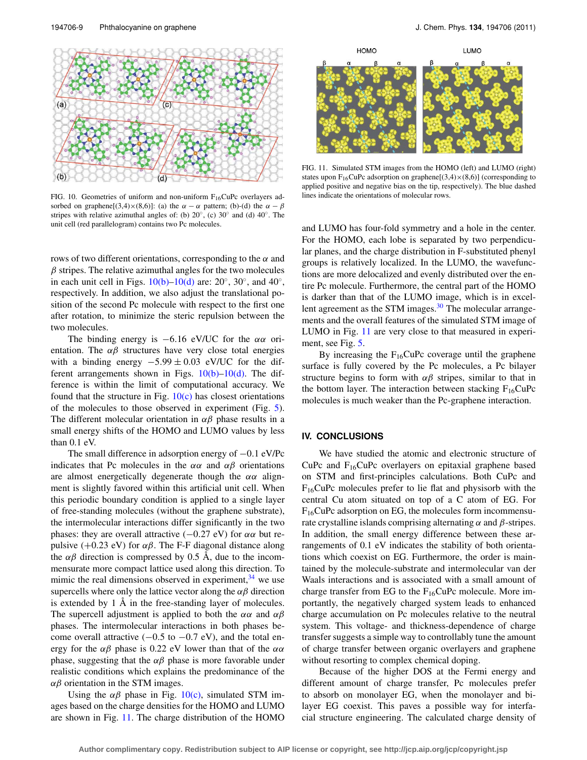FIG. 10. Geometries of uniform and non-uniform $F_{16}CuPc$ overlayers adsorbed on graphene[(3,4)×(8,6)]: (a) the $\alpha-\alpha$ pattern; (b)-(d) the $\alpha-\beta$ stripes with relative azimuthal angles of: (b) 20°, (c) 30° and (d) 40°. The unit cell (red parallelogram) contains two Pc molecules.

FIG. 11. Simulated STM images from the HOMO (left) and LUMO (right) states upon $F_{16}CuPc$ adsorption on graphene[(3,4)×(8,6)] (corresponding to applied positive and negative bias on the tip, respectively). The blue dashed lines indicate the orientations of molecular rows.

rows of two different orientations, corresponding to the $\alpha$ and $\beta$ stripes. The relative azimuthal angles for the two molecules in each unit cell in Figs. 10(b)–10(d) are: 20°, 30°, and 40°, respectively. In addition, we also adjust the translational position of the second Pc molecule with respect to the first one after rotation, to minimize the steric repulsion between the two molecules.

The binding energy is −6.16 eV/UC for the $\alpha\alpha$ orientation. The $\alpha\beta$ structures have very close total energies with a binding energy $-5.99 \pm 0.03$ eV/UC for the different arrangements shown in Figs. 10(b)–10(d). The difference is within the limit of computational accuracy. We found that the structure in Fig. 10(c) has closest orientations of the molecules to those observed in experiment (Fig. 5). The different molecular orientation in $\alpha\beta$ phase results in a small energy shifts of the HOMO and LUMO values by less than 0.1 eV.

The small difference in adsorption energy of −0.1 eV/Pc indicates that Pc molecules in the $\alpha\alpha$ and $\alpha\beta$ orientations are almost energetically degenerate though the $\alpha\alpha$ alignment is slightly favored within this artificial unit cell. When this periodic boundary condition is applied to a single layer of free-standing molecules (without the graphene substrate), the intermolecular interactions differ significantly in the two phases: they are overall attractive (−0.27 eV) for $\alpha\alpha$ but repulsive (+0.23 eV) for $\alpha\beta$. The F-F diagonal distance along the $\alpha\beta$ direction is compressed by 0.5 Å, due to the incommensurate more compact lattice used along this direction. To mimic the real dimensions observed in experiment,[34] we use supercells where only the lattice vector along the $\alpha\beta$ direction is extended by 1 Å in the free-standing layer of molecules. The supercell adjustment is applied to both the $\alpha\alpha$ and $\alpha\beta$ phases. The intermolecular interactions in both phases become overall attractive (−0.5 to −0.7 eV), and the total energy for the $\alpha\beta$ phase is 0.22 eV lower than that of the $\alpha\alpha$ phase, suggesting that the $\alpha\beta$ phase is more favorable under realistic conditions which explains the predominance of the $\alpha\beta$ orientation in the STM images.

Using the $\alpha\beta$ phase in Fig. 10(c), simulated STM images based on the charge densities for the HOMO and LUMO are shown in Fig. 11. The charge distribution of the HOMO and LUMO has four-fold symmetry and a hole in the center. For the HOMO, each lobe is separated by two perpendicular planes, and the charge distribution in F-substituted phenyl groups is relatively localized. In the LUMO, the wavefunctions are more delocalized and evenly distributed over the entire Pc molecule. Furthermore, the central part of the HOMO is darker than that of the LUMO image, which is in excellent agreement as the STM images.[30] The molecular arrangements and the overall features of the simulated STM image of LUMO in Fig. 11 are very close to that measured in experiment, see Fig. 5.

By increasing the $F_{16}CuPc$ coverage until the graphene surface is fully covered by the Pc molecules, a Pc bilayer structure begins to form with $\alpha\beta$ stripes, similar to that in the bottom layer. The interaction between stacking $F_{16}CuPc$ molecules is much weaker than the Pc-graphene interaction.

## IV. CONCLUSIONS

We have studied the atomic and electronic structure of CuPc and $F_{16}CuPc$ overlayers on epitaxial graphene based on STM and first-principles calculations. Both CuPc and $F_{16}CuPc$ molecules prefer to lie flat and physisorb with the central Cu atom situated on top of a C atom of EG. For $F_{16}CuPc$ adsorption on EG, the molecules form incommensurate crystalline islands comprising alternating $\alpha$ and $\beta$-stripes. In addition, the small energy difference between these arrangements of 0.1 eV indicates the stability of both orientations which coexist on EG. Furthermore, the order is maintained by the molecule-substrate and intermolecular van der Waals interactions and is associated with a small amount of charge transfer from EG to the $F_{16}CuPc$ molecule. More importantly, the negatively charged system leads to enhanced charge accumulation on Pc molecules relative to the neutral system. This voltage- and thickness-dependence of charge transfer suggests a simple way to controllably tune the amount of charge transfer between organic overlayers and graphene without resorting to complex chemical doping.

Because of the higher DOS at the Fermi energy and different amount of charge transfer, Pc molecules prefer to absorb on monolayer EG, when the monolayer and bilayer EG coexist. This paves a possible way for interfacial structure engineering. The calculated charge density of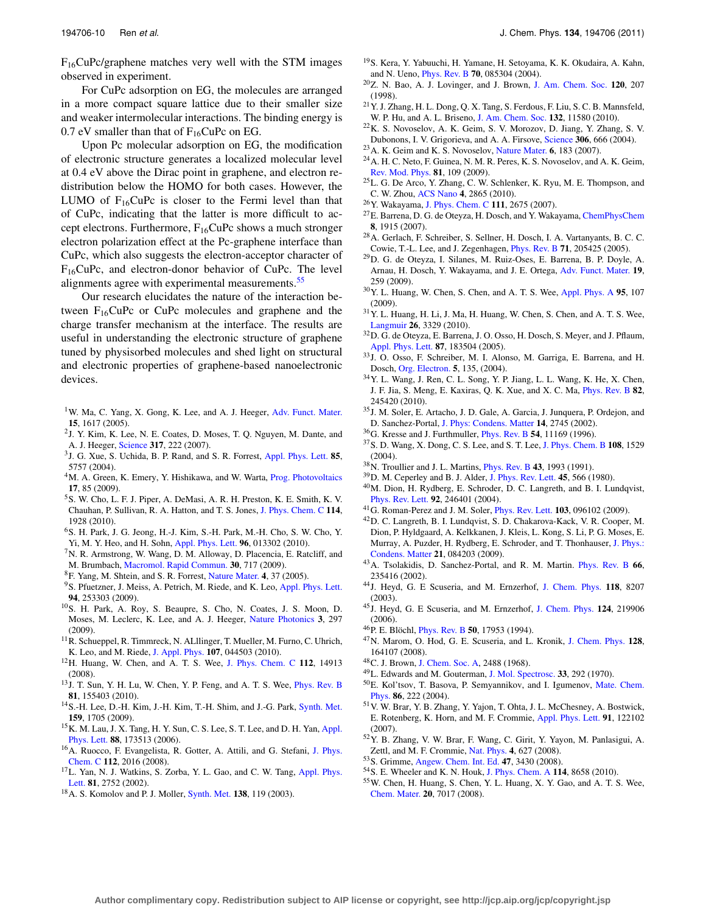$F_{16}$CuPc/graphene matches very well with the STM images observed in experiment.

For CuPc adsorption on EG, the molecules are arranged in a more compact square lattice due to their smaller size and weaker intermolecular interactions. The binding energy is 0.7 eV smaller than that of $F_{16}$CuPc on EG.

Upon Pc molecular adsorption on EG, the modification of electronic structure generates a localized molecular level at 0.4 eV above the Dirac point in graphene, and electron redistribution below the HOMO for both cases. However, the LUMO of $F_{16}$CuPc is closer to the Fermi level than that of CuPc, indicating that the latter is more difficult to accept electrons. Furthermore, $F_{16}$CuPc shows a much stronger electron polarization effect at the Pc-graphene interface than CuPc, which also suggests the electron-acceptor character of $F_{16}$CuPc, and electron-donor behavior of CuPc. The level alignments agree with experimental measurements.[55]

Our research elucidates the nature of the interaction between $F_{16}$CuPc or CuPc molecules and graphene and the charge transfer mechanism at the interface. The results are useful in understanding the electronic structure of graphene tuned by physisorbed molecules and shed light on structural and electronic properties of graphene-based nanoelectronic devices.

[1] W. Ma, C. Yang, X. Gong, K. Lee, and A. J. Heeger, Adv. Funct. Mater. **15**, 1617 (2005).
[2] J. Y. Kim, K. Lee, N. E. Coates, D. Moses, T. Q. Nguyen, M. Dante, and A. J. Heeger, Science **317**, 222 (2007).
[3] J. G. Xue, S. Uchida, B. P. Rand, and S. R. Forrest, Appl. Phys. Lett. **85**, 5757 (2004).
[4] M. A. Green, K. Emery, Y. Hishikawa, and W. Warta, Prog. Photovoltaics **17**, 85 (2009).
[5] S. W. Cho, L. F. J. Piper, A. DeMasi, A. R. H. Preston, K. E. Smith, K. V. Chauhan, P. Sullivan, R. A. Hatton, and T. S. Jones, J. Phys. Chem. C **114**, 1928 (2010).
[6] S. H. Park, J. G. Jeong, H.-J. Kim, S.-H. Park, M.-H. Cho, S. W. Cho, Y. Yi, M. Y. Heo, and H. Sohn, Appl. Phys. Lett. **96**, 013302 (2010).
[7] N. R. Armstrong, W. Wang, D. M. Alloway, D. Placencia, E. Ratcliff, and M. Brumbach, Macromol. Rapid Commun. **30**, 717 (2009).
[8] F. Yang, M. Shtein, and S. R. Forrest, Nature Mater. **4**, 37 (2005).
[9] S. Pfuetzner, J. Meiss, A. Petrich, M. Riede, and K. Leo, Appl. Phys. Lett. **94**, 253303 (2009).
[10] S. H. Park, A. Roy, S. Beaupre, S. Cho, N. Coates, J. S. Moon, D. Moses, M. Leclerc, K. Lee, and A. J. Heeger, Nature Photonics **3**, 297 (2009).
[11] R. Schueppel, R. Timmreck, N. ALllinger, T. Mueller, M. Furno, C. Uhrich, K. Leo, and M. Riede, J. Appl. Phys. **107**, 044503 (2010).
[12] H. Huang, W. Chen, and A. T. S. Wee, J. Phys. Chem. C **112**, 14913 (2008).
[13] J. T. Sun, Y. H. Lu, W. Chen, Y. P. Feng, and A. T. S. Wee, Phys. Rev. B **81**, 155403 (2010).
[14] S.-H. Lee, D.-H. Kim, J.-H. Kim, T.-H. Shim, and J.-G. Park, Synth. Met. **159**, 1705 (2009).
[15] K. M. Lau, J. X. Tang, H. Y. Sun, C. S. Lee, S. T. Lee, and D. H. Yan, Appl. Phys. Lett. **88**, 173513 (2006).
[16] A. Ruocco, F. Evangelista, R. Gotter, A. Attili, and G. Stefani, J. Phys. Chem. C **112**, 2016 (2008).
[17] L. Yan, N. J. Watkins, S. Zorba, Y. L. Gao, and C. W. Tang, Appl. Phys. Lett. **81**, 2752 (2002).
[18] A. S. Komolov and P. J. Moller, Synth. Met. **138**, 119 (2003).
[19] S. Kera, Y. Yabuuchi, H. Yamane, H. Setoyama, K. K. Okudaira, A. Kahn, and N. Ueno, Phys. Rev. B **70**, 085304 (2004).
[20] Z. N. Bao, A. J. Lovinger, and J. Brown, J. Am. Chem. Soc. **120**, 207 (1998).
[21] Y. J. Zhang, H. L. Dong, Q. X. Tang, S. Ferdous, F. Liu, S. C. B. Mannsfeld, W. P. Hu, and A. L. Briseno, J. Am. Chem. Soc. **132**, 11580 (2010).
[22] K. S. Novoselov, A. K. Geim, S. V. Morozov, D. Jiang, Y. Zhang, S. V. Dubonos, I. V. Grigorieva, and A. A. Firsove, Science **306**, 666 (2004).
[23] A. K. Geim and K. S. Novoselov, Nature Mater. **6**, 183 (2007).
[24] A. H. C. Neto, F. Guinea, N. M. R. Peres, K. S. Novoselov, and A. K. Geim, Rev. Mod. Phys. **81**, 109 (2009).
[25] L. G. De Arco, Y. Zhang, C. W. Schlenker, K. Ryu, M. E. Thompson, and C. W. Zhou, ACS Nano **4**, 2865 (2010).
[26] Y. Wakayama, J. Phys. Chem. C **111**, 2675 (2007).
[27] E. Barrena, D. G. de Oteyza, H. Dosch, and Y. Wakayama, ChemPhysChem **8**, 1915 (2007).
[28] A. Gerlach, F. Schreiber, S. Sellner, H. Dosch, I. A. Vartanyants, B. C. C. Cowie, T.-L. Lee, and J. Zegenhagen, Phys. Rev. B **71**, 205425 (2005).
[29] D. G. de Oteyza, I. Silanes, M. Ruiz-Oses, E. Barrena, B. P. Doyle, A. Arnau, H. Dosch, Y. Wakayama, and J. E. Ortega, Adv. Funct. Mater. **19**, 259 (2009).
[30] Y. L. Huang, W. Chen, S. Chen, and A. T. S. Wee, Appl. Phys. A **95**, 107 (2009).
[31] Y. L. Huang, H. Li, J. Ma, H. Huang, W. Chen, S. Chen, and A. T. S. Wee, Langmuir **26**, 3329 (2010).
[32] D. G. de Oteyza, E. Barrena, J. O. Osso, H. Dosch, S. Meyer, and J. Pflaum, Appl. Phys. Lett. **87**, 183504 (2005).
[33] J. O. Osso, F. Schreiber, M. I. Alonso, M. Garriga, E. Barrena, and H. Dosch, Org. Electron. **5**, 135, (2004).
[34] Y. L. Wang, J. Ren, C. L. Song, Y. P. Jiang, L. L. Wang, K. He, X. Chen, J. F. Jia, S. Meng, E. Kaxiras, Q. K. Xue, and X. C. Ma, Phys. Rev. B **82**, 245420 (2010).
[35] J. M. Soler, E. Artacho, J. D. Gale, A. Garcia, J. Junquera, P. Ordejon, and D. Sanchez-Portal, J. Phys: Condens. Matter **14**, 2745 (2002).
[36] G. Kresse and J. Furthmuller, Phys. Rev. B **54**, 11169 (1996).
[37] S. D. Wang, X. Dong, C. S. Lee, and S. T. Lee, J. Phys. Chem. B **108**, 1529 (2004).
[38] N. Troullier and J. L. Martins, Phys. Rev. B **43**, 1993 (1991).
[39] D. M. Ceperley and B. J. Alder, J. Phys. Rev. Lett. **45**, 566 (1980).
[40] M. Dion, H. Rydberg, E. Schroder, D. C. Langreth, and B. I. Lundqvist, Phys. Rev. Lett. **92**, 246401 (2004).
[41] G. Roman-Perez and J. M. Soler, Phys. Rev. Lett. **103**, 096102 (2009).
[42] D. C. Langreth, B. I. Lundqvist, S. D. Chakarova-Kack, V. R. Cooper, M. Dion, P. Hyldgaard, A. Kelkkanen, J. Kleis, L. Kong, S. Li, P. G. Moses, E. Murray, A. Puzder, H. Rydberg, E. Schroder, and T. Thonhauser, J. Phys.: Condens. Matter **21**, 084203 (2009).
[43] A. Tsolakidis, D. Sanchez-Portal, and R. M. Martin. Phys. Rev. B **66**, 235416 (2002).
[44] J. Heyd, G. E Scuseria, and M. Ernzerhof, J. Chem. Phys. **118**, 8207 (2003).
[45] J. Heyd, G. E Scuseria, and M. Ernzerhof, J. Chem. Phys. **124**, 219906 (2006).
[46] P. E. Blöchl, Phys. Rev. B **50**, 17953 (1994).
[47] N. Marom, O. Hod, G. E. Scuseria, and L. Kronik, J. Chem. Phys. **128**, 164107 (2008).
[48] C. J. Brown, J. Chem. Soc. A, 2488 (1968).
[49] L. Edwards and M. Gouterman, J. Mol. Spectrosc. **33**, 292 (1970).
[50] E. Kol'tsov, T. Basova, P. Semyannikov, and I. Igumenov, Mate. Chem. Phys. **86**, 222 (2004).
[51] V. W. Brar, Y. B. Zhang, Y. Yajon, T. Ohta, J. L. McChesney, A. Bostwick, E. Rotenberg, K. Horn, and M. F. Crommie, Appl. Phys. Lett. **91**, 122102 (2007).
[52] Y. B. Zhang, V. W. Brar, F. Wang, C. Girit, Y. Yayon, M. Panlasigui, A. Zettl, and M. F. Crommie, Nat. Phys. **4**, 627 (2008).
[53] S. Grimme, Angew. Chem. Int. Ed. **47**, 3430 (2008).
[54] S. E. Wheeler and K. N. Houk, J. Phys. Chem. A **114**, 8658 (2010).
[55] W. Chen, H. Huang, S. Chen, Y. L. Huang, X. Y. Gao, and A. T. S. Wee, Chem. Mater. **20**, 7017 (2008).